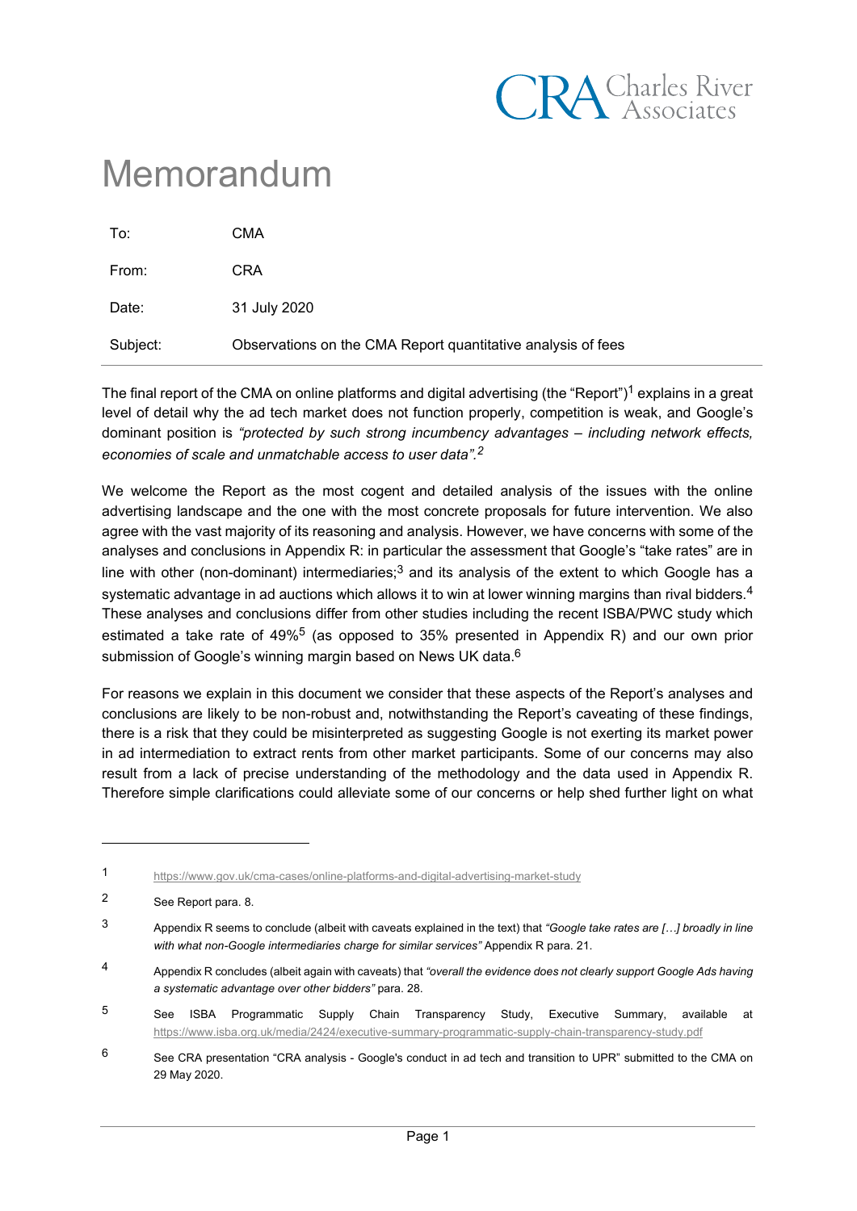# Memorandum

| | |
|---|---|
| To: | CMA |
| From: | CRA |
| Date: | 31 July 2020 |
| Subject: | Observations on the CMA Report quantitative analysis of fees |

The final report of the CMA on online platforms and digital advertising (the "Report")[1] explains in a great level of detail why the ad tech market does not function properly, competition is weak, and Google's dominant position is *"protected by such strong incumbency advantages – including network effects, economies of scale and unmatchable access to user data".*[2]

We welcome the Report as the most cogent and detailed analysis of the issues with the online advertising landscape and the one with the most concrete proposals for future intervention. We also agree with the vast majority of its reasoning and analysis. However, we have concerns with some of the analyses and conclusions in Appendix R: in particular the assessment that Google's "take rates" are in line with other (non-dominant) intermediaries;[3] and its analysis of the extent to which Google has a systematic advantage in ad auctions which allows it to win at lower winning margins than rival bidders.[4] These analyses and conclusions differ from other studies including the recent ISBA/PWC study which estimated a take rate of 49%[5] (as opposed to 35% presented in Appendix R) and our own prior submission of Google's winning margin based on News UK data.[6]

For reasons we explain in this document we consider that these aspects of the Report's analyses and conclusions are likely to be non-robust and, notwithstanding the Report's caveating of these findings, there is a risk that they could be misinterpreted as suggesting Google is not exerting its market power in ad intermediation to extract rents from other market participants. Some of our concerns may also result from a lack of precise understanding of the methodology and the data used in Appendix R. Therefore simple clarifications could alleviate some of our concerns or help shed further light on what

---

[1] https://www.gov.uk/cma-cases/online-platforms-and-digital-advertising-market-study

[2] See Report para. 8.

[3] Appendix R seems to conclude (albeit with caveats explained in the text) that *"Google take rates are […] broadly in line with what non-Google intermediaries charge for similar services"* Appendix R para. 21.

[4] Appendix R concludes (albeit again with caveats) that *"overall the evidence does not clearly support Google Ads having a systematic advantage over other bidders"* para. 28.

[5] See ISBA Programmatic Supply Chain Transparency Study, Executive Summary, available at https://www.isba.org.uk/media/2424/executive-summary-programmatic-supply-chain-transparency-study.pdf

[6] See CRA presentation "CRA analysis - Google's conduct in ad tech and transition to UPR" submitted to the CMA on 29 May 2020.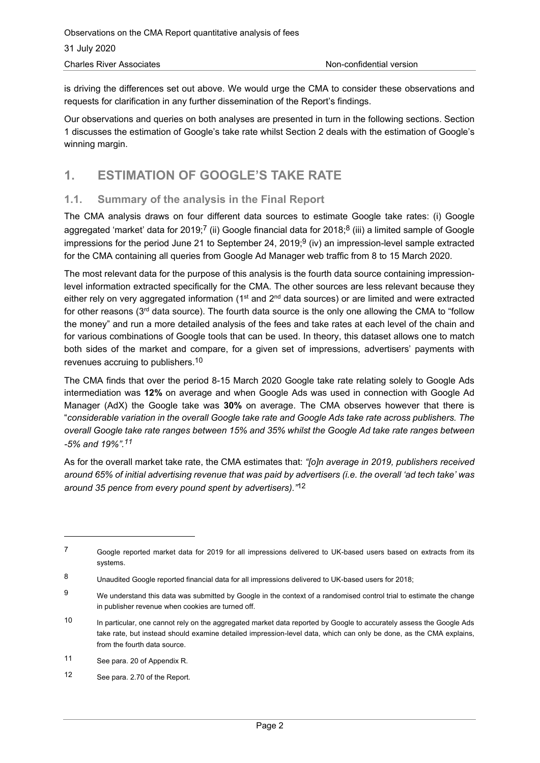is driving the differences set out above. We would urge the CMA to consider these observations and requests for clarification in any further dissemination of the Report's findings.

Our observations and queries on both analyses are presented in turn in the following sections. Section 1 discusses the estimation of Google's take rate whilst Section 2 deals with the estimation of Google's winning margin.

# 1. ESTIMATION OF GOOGLE'S TAKE RATE

## 1.1. Summary of the analysis in the Final Report

The CMA analysis draws on four different data sources to estimate Google take rates: (i) Google aggregated 'market' data for 2019;[7] (ii) Google financial data for 2018;[8] (iii) a limited sample of Google impressions for the period June 21 to September 24, 2019;[9] (iv) an impression-level sample extracted for the CMA containing all queries from Google Ad Manager web traffic from 8 to 15 March 2020.

The most relevant data for the purpose of this analysis is the fourth data source containing impression-level information extracted specifically for the CMA. The other sources are less relevant because they either rely on very aggregated information (1st and 2nd data sources) or are limited and were extracted for other reasons (3rd data source). The fourth data source is the only one allowing the CMA to "follow the money" and run a more detailed analysis of the fees and take rates at each level of the chain and for various combinations of Google tools that can be used. In theory, this dataset allows one to match both sides of the market and compare, for a given set of impressions, advertisers' payments with revenues accruing to publishers.[10]

The CMA finds that over the period 8-15 March 2020 Google take rate relating solely to Google Ads intermediation was **12%** on average and when Google Ads was used in connection with Google Ad Manager (AdX) the Google take was **30%** on average. The CMA observes however that there is "*considerable variation in the overall Google take rate and Google Ads take rate across publishers. The overall Google take rate ranges between 15% and 35% whilst the Google Ad take rate ranges between -5% and 19%".[11]*

As for the overall market take rate, the CMA estimates that: *"[o]n average in 2019, publishers received around 65% of initial advertising revenue that was paid by advertisers (i.e. the overall 'ad tech take' was around 35 pence from every pound spent by advertisers)."*[12]

---

[7] Google reported market data for 2019 for all impressions delivered to UK-based users based on extracts from its systems.

[8] Unaudited Google reported financial data for all impressions delivered to UK-based users for 2018;

[9] We understand this data was submitted by Google in the context of a randomised control trial to estimate the change in publisher revenue when cookies are turned off.

[10] In particular, one cannot rely on the aggregated market data reported by Google to accurately assess the Google Ads take rate, but instead should examine detailed impression-level data, which can only be done, as the CMA explains, from the fourth data source.

[11] See para. 20 of Appendix R.

[12] See para. 2.70 of the Report.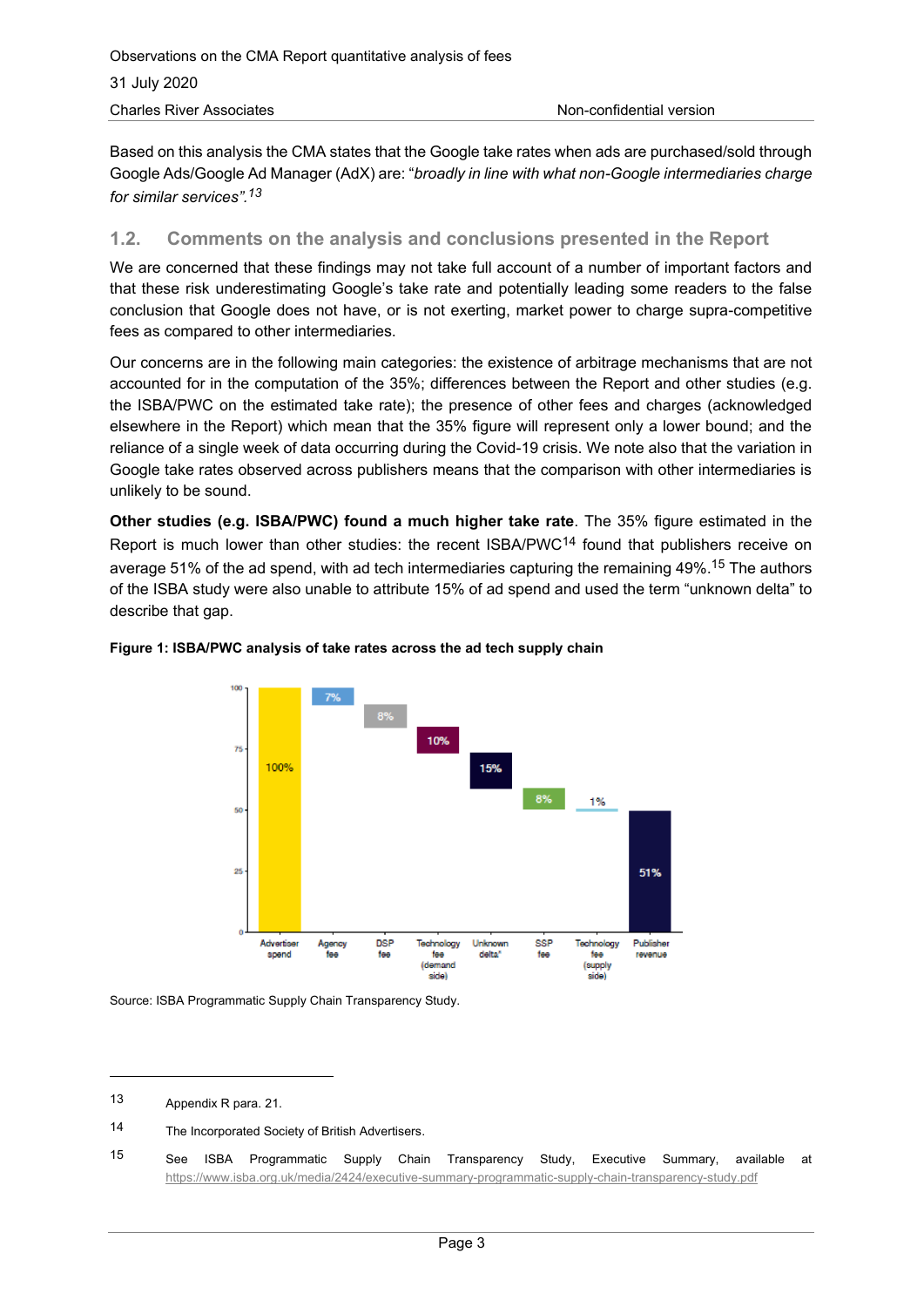Based on this analysis the CMA states that the Google take rates when ads are purchased/sold through Google Ads/Google Ad Manager (AdX) are: "*broadly in line with what non-Google intermediaries charge for similar services".*[13]

## 1.2. Comments on the analysis and conclusions presented in the Report

We are concerned that these findings may not take full account of a number of important factors and that these risk underestimating Google's take rate and potentially leading some readers to the false conclusion that Google does not have, or is not exerting, market power to charge supra-competitive fees as compared to other intermediaries.

Our concerns are in the following main categories: the existence of arbitrage mechanisms that are not accounted for in the computation of the 35%; differences between the Report and other studies (e.g. the ISBA/PWC on the estimated take rate); the presence of other fees and charges (acknowledged elsewhere in the Report) which mean that the 35% figure will represent only a lower bound; and the reliance of a single week of data occurring during the Covid-19 crisis. We note also that the variation in Google take rates observed across publishers means that the comparison with other intermediaries is unlikely to be sound.

**Other studies (e.g. ISBA/PWC) found a much higher take rate**. The 35% figure estimated in the Report is much lower than other studies: the recent ISBA/PWC[14] found that publishers receive on average 51% of the ad spend, with ad tech intermediaries capturing the remaining 49%.[15] The authors of the ISBA study were also unable to attribute 15% of ad spend and used the term "unknown delta" to describe that gap.

**Figure 1: ISBA/PWC analysis of take rates across the ad tech supply chain**

| Advertiser spend | Agency fee | DSP fee | Technology fee (demand side) | Unknown delta* | SSP fee | Technology fee (supply side) | Publisher revenue |
|---|---|---|---|---|---|---|---|
| 100% | 7% | 8% | 10% | 15% | 8% | 1% | 51% |

Source: ISBA Programmatic Supply Chain Transparency Study.

---

13 Appendix R para. 21.

14 The Incorporated Society of British Advertisers.

15 See ISBA Programmatic Supply Chain Transparency Study, Executive Summary, available at https://www.isba.org.uk/media/2424/executive-summary-programmatic-supply-chain-transparency-study.pdf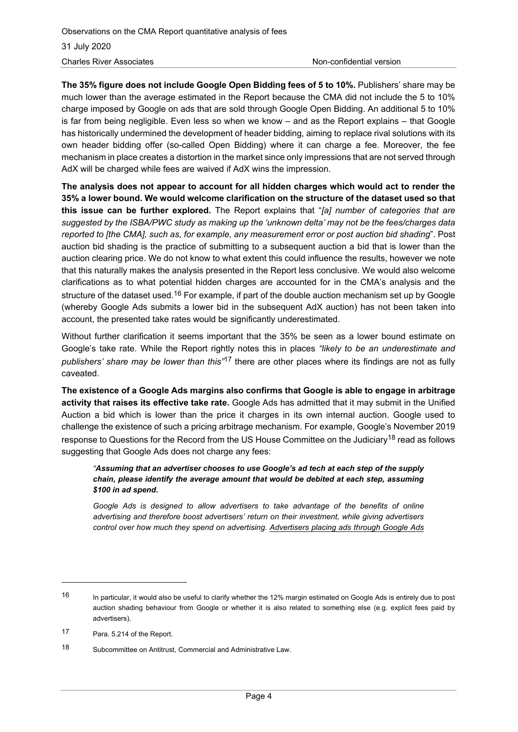**The 35% figure does not include Google Open Bidding fees of 5 to 10%.** Publishers' share may be much lower than the average estimated in the Report because the CMA did not include the 5 to 10% charge imposed by Google on ads that are sold through Google Open Bidding. An additional 5 to 10% is far from being negligible. Even less so when we know – and as the Report explains – that Google has historically undermined the development of header bidding, aiming to replace rival solutions with its own header bidding offer (so-called Open Bidding) where it can charge a fee. Moreover, the fee mechanism in place creates a distortion in the market since only impressions that are not served through AdX will be charged while fees are waived if AdX wins the impression.

**The analysis does not appear to account for all hidden charges which would act to render the 35% a lower bound. We would welcome clarification on the structure of the dataset used so that this issue can be further explored.** The Report explains that "*[a] number of categories that are suggested by the ISBA/PWC study as making up the 'unknown delta' may not be the fees/charges data reported to [the CMA], such as, for example, any measurement error or post auction bid shading*". Post auction bid shading is the practice of submitting to a subsequent auction a bid that is lower than the auction clearing price. We do not know to what extent this could influence the results, however we note that this naturally makes the analysis presented in the Report less conclusive. We would also welcome clarifications as to what potential hidden charges are accounted for in the CMA's analysis and the structure of the dataset used.[16] For example, if part of the double auction mechanism set up by Google (whereby Google Ads submits a lower bid in the subsequent AdX auction) has not been taken into account, the presented take rates would be significantly underestimated.

Without further clarification it seems important that the 35% be seen as a lower bound estimate on Google's take rate. While the Report rightly notes this in places *"likely to be an underestimate and publishers' share may be lower than this"*[17] there are other places where its findings are not as fully caveated.

**The existence of a Google Ads margins also confirms that Google is able to engage in arbitrage activity that raises its effective take rate.** Google Ads has admitted that it may submit in the Unified Auction a bid which is lower than the price it charges in its own internal auction. Google used to challenge the existence of such a pricing arbitrage mechanism. For example, Google's November 2019 response to Questions for the Record from the US House Committee on the Judiciary[18] read as follows suggesting that Google Ads does not charge any fees:

> *"**Assuming that an advertiser chooses to use Google's ad tech at each step of the supply chain, please identify the average amount that would be debited at each step, assuming $100 in ad spend.***
>
> *Google Ads is designed to allow advertisers to take advantage of the benefits of online advertising and therefore boost advertisers' return on their investment, while giving advertisers control over how much they spend on advertising. <u>Advertisers placing ads through Google Ads</u>*

---

[16] In particular, it would also be useful to clarify whether the 12% margin estimated on Google Ads is entirely due to post auction shading behaviour from Google or whether it is also related to something else (e.g. explicit fees paid by advertisers).

[17] Para. 5.214 of the Report.

[18] Subcommittee on Antitrust, Commercial and Administrative Law.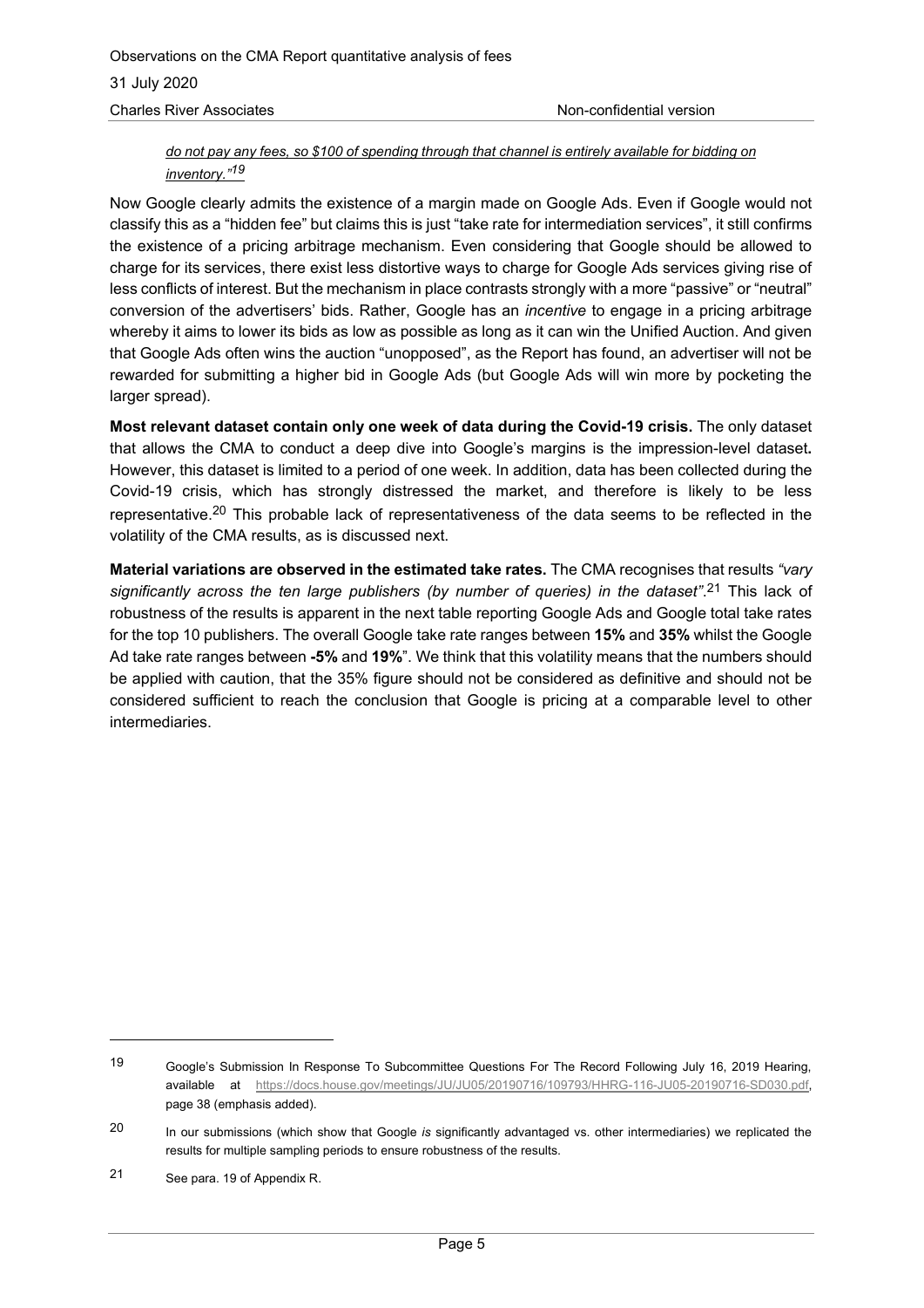*do not pay any fees, so $100 of spending through that channel is entirely available for bidding on inventory."*[19]

Now Google clearly admits the existence of a margin made on Google Ads. Even if Google would not classify this as a "hidden fee" but claims this is just "take rate for intermediation services", it still confirms the existence of a pricing arbitrage mechanism. Even considering that Google should be allowed to charge for its services, there exist less distortive ways to charge for Google Ads services giving rise of less conflicts of interest. But the mechanism in place contrasts strongly with a more "passive" or "neutral" conversion of the advertisers' bids. Rather, Google has an *incentive* to engage in a pricing arbitrage whereby it aims to lower its bids as low as possible as long as it can win the Unified Auction. And given that Google Ads often wins the auction "unopposed", as the Report has found, an advertiser will not be rewarded for submitting a higher bid in Google Ads (but Google Ads will win more by pocketing the larger spread).

**Most relevant dataset contain only one week of data during the Covid-19 crisis.** The only dataset that allows the CMA to conduct a deep dive into Google's margins is the impression-level dataset**.** However, this dataset is limited to a period of one week. In addition, data has been collected during the Covid-19 crisis, which has strongly distressed the market, and therefore is likely to be less representative.[20] This probable lack of representativeness of the data seems to be reflected in the volatility of the CMA results, as is discussed next.

**Material variations are observed in the estimated take rates.** The CMA recognises that results *"vary significantly across the ten large publishers (by number of queries) in the dataset"*.[21] This lack of robustness of the results is apparent in the next table reporting Google Ads and Google total take rates for the top 10 publishers. The overall Google take rate ranges between **15%** and **35%** whilst the Google Ad take rate ranges between **-5%** and **19%**". We think that this volatility means that the numbers should be applied with caution, that the 35% figure should not be considered as definitive and should not be considered sufficient to reach the conclusion that Google is pricing at a comparable level to other intermediaries.

---

[19] Google's Submission In Response To Subcommittee Questions For The Record Following July 16, 2019 Hearing, available at https://docs.house.gov/meetings/JU/JU05/20190716/109793/HHRG-116-JU05-20190716-SD030.pdf, page 38 (emphasis added).

[20] In our submissions (which show that Google *is* significantly advantaged vs. other intermediaries) we replicated the results for multiple sampling periods to ensure robustness of the results.

[21] See para. 19 of Appendix R.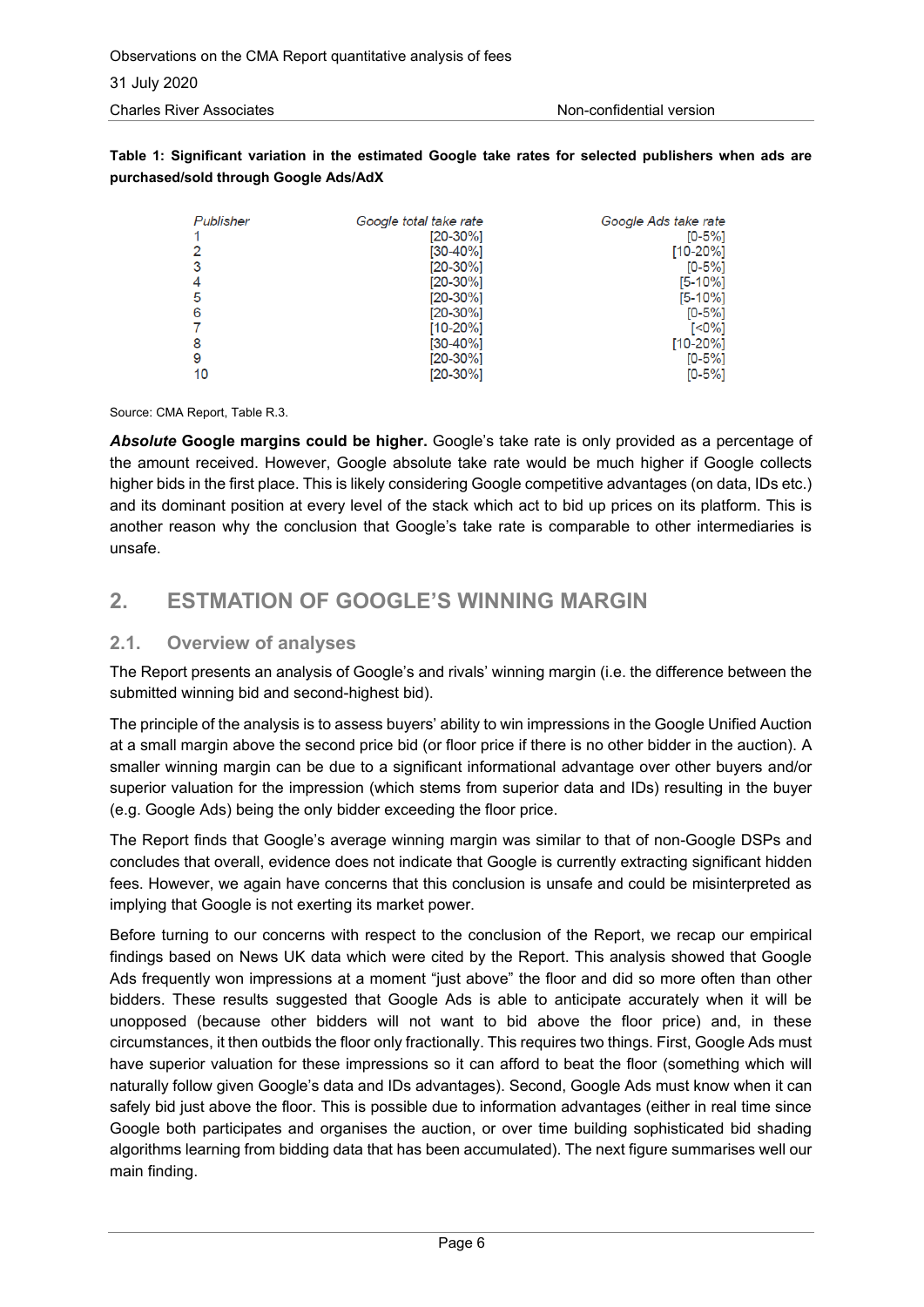**Table 1: Significant variation in the estimated Google take rates for selected publishers when ads are purchased/sold through Google Ads/AdX**

| Publisher | Google total take rate | Google Ads take rate |
|---|---|---|
| 1 | [20-30%] | [0-5%] |
| 2 | [30-40%] | [10-20%] |
| 3 | [20-30%] | [0-5%] |
| 4 | [20-30%] | [5-10%] |
| 5 | [20-30%] | [5-10%] |
| 6 | [20-30%] | [0-5%] |
| 7 | [10-20%] | [<0%] |
| 8 | [30-40%] | [10-20%] |
| 9 | [20-30%] | [0-5%] |
| 10 | [20-30%] | [0-5%] |

Source: CMA Report, Table R.3.

***Absolute* Google margins could be higher.** Google's take rate is only provided as a percentage of the amount received. However, Google absolute take rate would be much higher if Google collects higher bids in the first place. This is likely considering Google competitive advantages (on data, IDs etc.) and its dominant position at every level of the stack which act to bid up prices on its platform. This is another reason why the conclusion that Google's take rate is comparable to other intermediaries is unsafe.

## 2. ESTMATION OF GOOGLE'S WINNING MARGIN

### 2.1. Overview of analyses

The Report presents an analysis of Google's and rivals' winning margin (i.e. the difference between the submitted winning bid and second-highest bid).

The principle of the analysis is to assess buyers' ability to win impressions in the Google Unified Auction at a small margin above the second price bid (or floor price if there is no other bidder in the auction). A smaller winning margin can be due to a significant informational advantage over other buyers and/or superior valuation for the impression (which stems from superior data and IDs) resulting in the buyer (e.g. Google Ads) being the only bidder exceeding the floor price.

The Report finds that Google's average winning margin was similar to that of non-Google DSPs and concludes that overall, evidence does not indicate that Google is currently extracting significant hidden fees. However, we again have concerns that this conclusion is unsafe and could be misinterpreted as implying that Google is not exerting its market power.

Before turning to our concerns with respect to the conclusion of the Report, we recap our empirical findings based on News UK data which were cited by the Report. This analysis showed that Google Ads frequently won impressions at a moment "just above" the floor and did so more often than other bidders. These results suggested that Google Ads is able to anticipate accurately when it will be unopposed (because other bidders will not want to bid above the floor price) and, in these circumstances, it then outbids the floor only fractionally. This requires two things. First, Google Ads must have superior valuation for these impressions so it can afford to beat the floor (something which will naturally follow given Google's data and IDs advantages). Second, Google Ads must know when it can safely bid just above the floor. This is possible due to information advantages (either in real time since Google both participates and organises the auction, or over time building sophisticated bid shading algorithms learning from bidding data that has been accumulated). The next figure summarises well our main finding.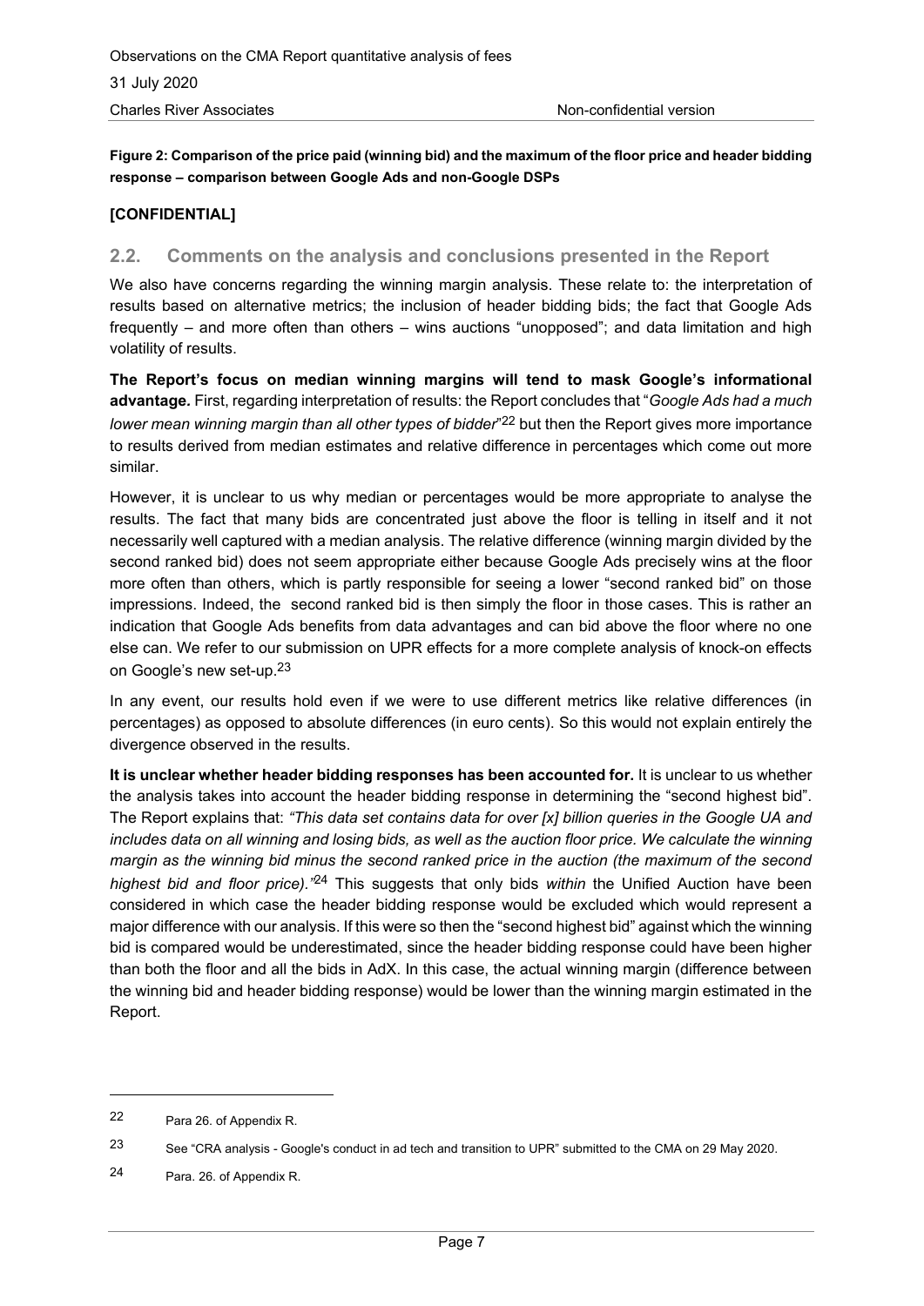**Figure 2: Comparison of the price paid (winning bid) and the maximum of the floor price and header bidding response – comparison between Google Ads and non-Google DSPs**

**[CONFIDENTIAL]**

## 2.2. Comments on the analysis and conclusions presented in the Report

We also have concerns regarding the winning margin analysis. These relate to: the interpretation of results based on alternative metrics; the inclusion of header bidding bids; the fact that Google Ads frequently – and more often than others – wins auctions "unopposed"; and data limitation and high volatility of results.

**The Report's focus on median winning margins will tend to mask Google's informational advantage.** First, regarding interpretation of results: the Report concludes that "*Google Ads had a much lower mean winning margin than all other types of bidder*"[22] but then the Report gives more importance to results derived from median estimates and relative difference in percentages which come out more similar.

However, it is unclear to us why median or percentages would be more appropriate to analyse the results. The fact that many bids are concentrated just above the floor is telling in itself and it not necessarily well captured with a median analysis. The relative difference (winning margin divided by the second ranked bid) does not seem appropriate either because Google Ads precisely wins at the floor more often than others, which is partly responsible for seeing a lower "second ranked bid" on those impressions. Indeed, the second ranked bid is then simply the floor in those cases. This is rather an indication that Google Ads benefits from data advantages and can bid above the floor where no one else can. We refer to our submission on UPR effects for a more complete analysis of knock-on effects on Google's new set-up.[23]

In any event, our results hold even if we were to use different metrics like relative differences (in percentages) as opposed to absolute differences (in euro cents). So this would not explain entirely the divergence observed in the results.

**It is unclear whether header bidding responses has been accounted for.** It is unclear to us whether the analysis takes into account the header bidding response in determining the "second highest bid". The Report explains that: *"This data set contains data for over [x] billion queries in the Google UA and includes data on all winning and losing bids, as well as the auction floor price. We calculate the winning margin as the winning bid minus the second ranked price in the auction (the maximum of the second highest bid and floor price)."*[24] This suggests that only bids *within* the Unified Auction have been considered in which case the header bidding response would be excluded which would represent a major difference with our analysis. If this were so then the "second highest bid" against which the winning bid is compared would be underestimated, since the header bidding response could have been higher than both the floor and all the bids in AdX. In this case, the actual winning margin (difference between the winning bid and header bidding response) would be lower than the winning margin estimated in the Report.

---

22 Para 26. of Appendix R.

23 See "CRA analysis - Google's conduct in ad tech and transition to UPR" submitted to the CMA on 29 May 2020.

24 Para. 26. of Appendix R.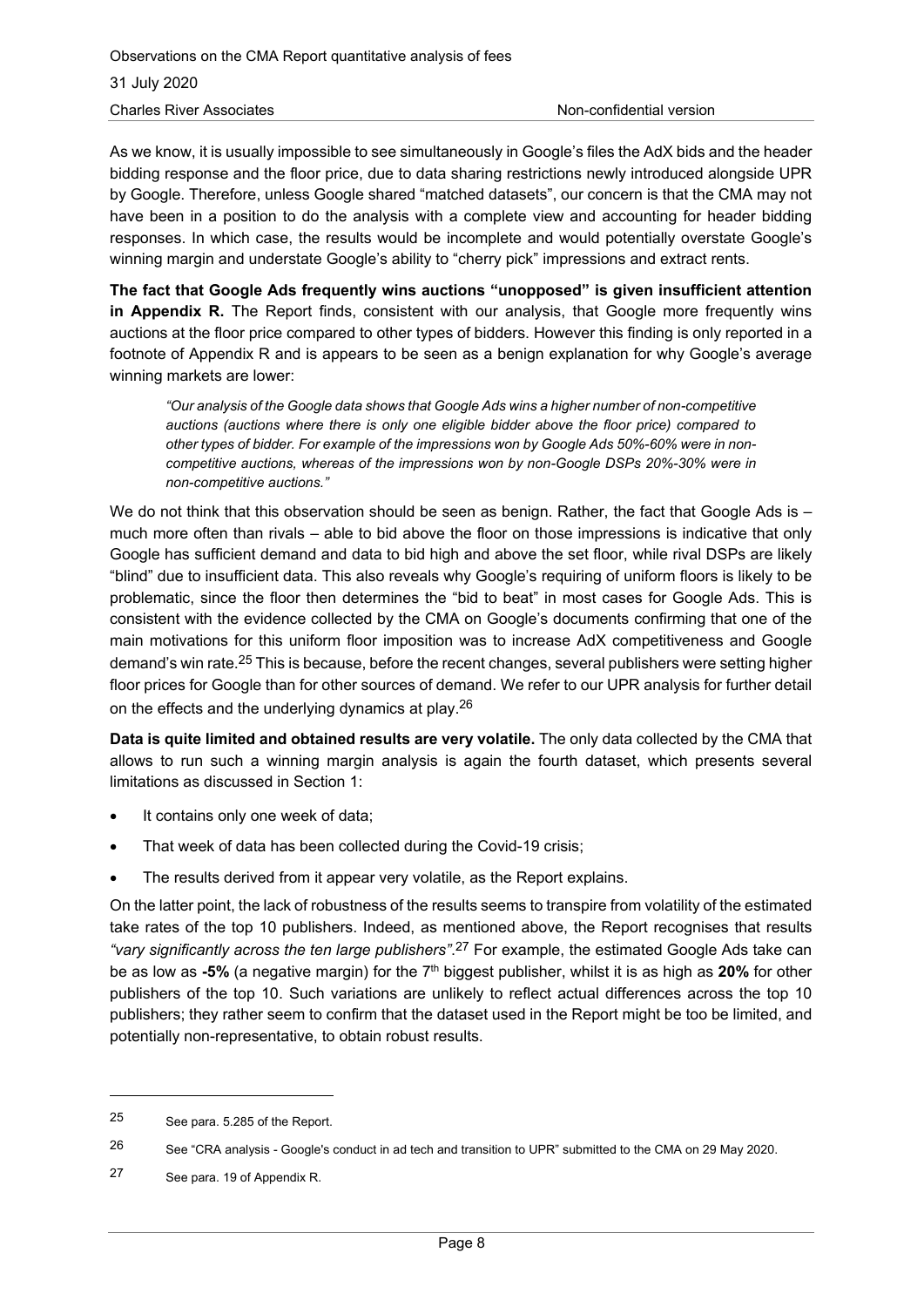As we know, it is usually impossible to see simultaneously in Google's files the AdX bids and the header bidding response and the floor price, due to data sharing restrictions newly introduced alongside UPR by Google. Therefore, unless Google shared "matched datasets", our concern is that the CMA may not have been in a position to do the analysis with a complete view and accounting for header bidding responses. In which case, the results would be incomplete and would potentially overstate Google's winning margin and understate Google's ability to "cherry pick" impressions and extract rents.

**The fact that Google Ads frequently wins auctions "unopposed" is given insufficient attention in Appendix R.** The Report finds, consistent with our analysis, that Google more frequently wins auctions at the floor price compared to other types of bidders. However this finding is only reported in a footnote of Appendix R and is appears to be seen as a benign explanation for why Google's average winning markets are lower:

> *"Our analysis of the Google data shows that Google Ads wins a higher number of non-competitive auctions (auctions where there is only one eligible bidder above the floor price) compared to other types of bidder. For example of the impressions won by Google Ads 50%-60% were in non-competitive auctions, whereas of the impressions won by non-Google DSPs 20%-30% were in non-competitive auctions."*

We do not think that this observation should be seen as benign. Rather, the fact that Google Ads is – much more often than rivals – able to bid above the floor on those impressions is indicative that only Google has sufficient demand and data to bid high and above the set floor, while rival DSPs are likely "blind" due to insufficient data. This also reveals why Google's requiring of uniform floors is likely to be problematic, since the floor then determines the "bid to beat" in most cases for Google Ads. This is consistent with the evidence collected by the CMA on Google's documents confirming that one of the main motivations for this uniform floor imposition was to increase AdX competitiveness and Google demand's win rate.[25] This is because, before the recent changes, several publishers were setting higher floor prices for Google than for other sources of demand. We refer to our UPR analysis for further detail on the effects and the underlying dynamics at play.[26]

**Data is quite limited and obtained results are very volatile.** The only data collected by the CMA that allows to run such a winning margin analysis is again the fourth dataset, which presents several limitations as discussed in Section 1:

- It contains only one week of data;
- That week of data has been collected during the Covid-19 crisis;
- The results derived from it appear very volatile, as the Report explains.

On the latter point, the lack of robustness of the results seems to transpire from volatility of the estimated take rates of the top 10 publishers. Indeed, as mentioned above, the Report recognises that results *"vary significantly across the ten large publishers"*.[27] For example, the estimated Google Ads take can be as low as **-5%** (a negative margin) for the 7th biggest publisher, whilst it is as high as **20%** for other publishers of the top 10. Such variations are unlikely to reflect actual differences across the top 10 publishers; they rather seem to confirm that the dataset used in the Report might be too be limited, and potentially non-representative, to obtain robust results.

---

25 See para. 5.285 of the Report.

26 See "CRA analysis - Google's conduct in ad tech and transition to UPR" submitted to the CMA on 29 May 2020.

27 See para. 19 of Appendix R.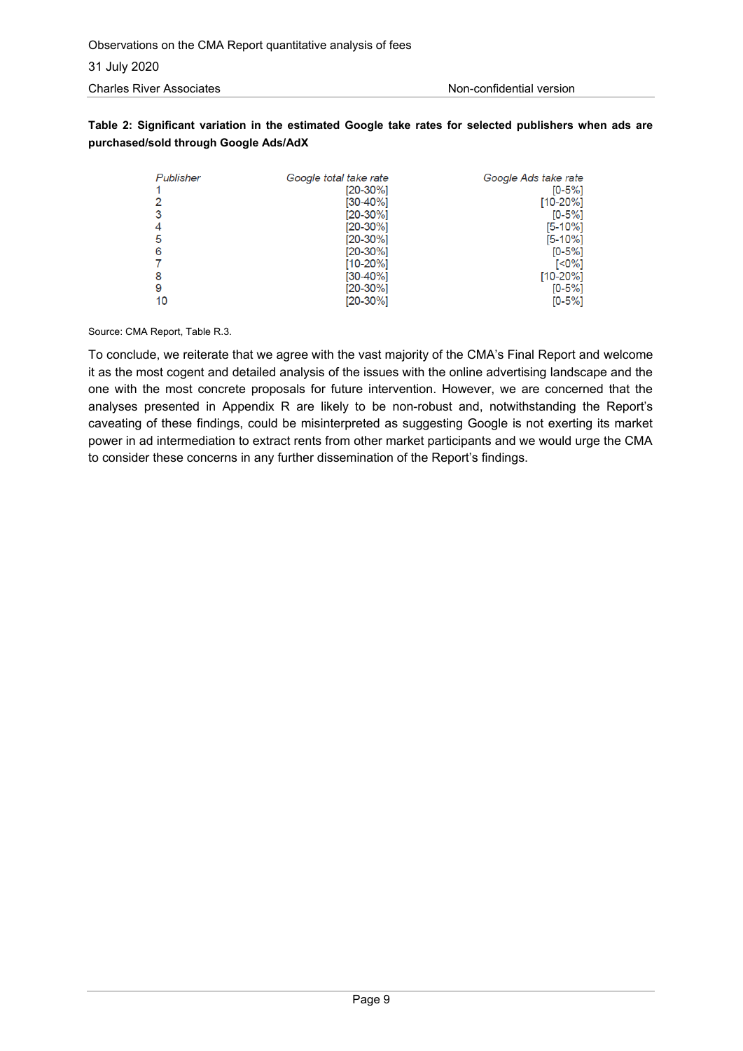**Table 2: Significant variation in the estimated Google take rates for selected publishers when ads are purchased/sold through Google Ads/AdX**

| *Publisher* | *Google total take rate* | *Google Ads take rate* |
|---|---|---|
| 1 | [20-30%] | [0-5%] |
| 2 | [30-40%] | [10-20%] |
| 3 | [20-30%] | [0-5%] |
| 4 | [20-30%] | [5-10%] |
| 5 | [20-30%] | [5-10%] |
| 6 | [20-30%] | [0-5%] |
| 7 | [10-20%] | [<0%] |
| 8 | [30-40%] | [10-20%] |
| 9 | [20-30%] | [0-5%] |
| 10 | [20-30%] | [0-5%] |

Source: CMA Report, Table R.3.

To conclude, we reiterate that we agree with the vast majority of the CMA's Final Report and welcome it as the most cogent and detailed analysis of the issues with the online advertising landscape and the one with the most concrete proposals for future intervention. However, we are concerned that the analyses presented in Appendix R are likely to be non-robust and, notwithstanding the Report's caveating of these findings, could be misinterpreted as suggesting Google is not exerting its market power in ad intermediation to extract rents from other market participants and we would urge the CMA to consider these concerns in any further dissemination of the Report's findings.